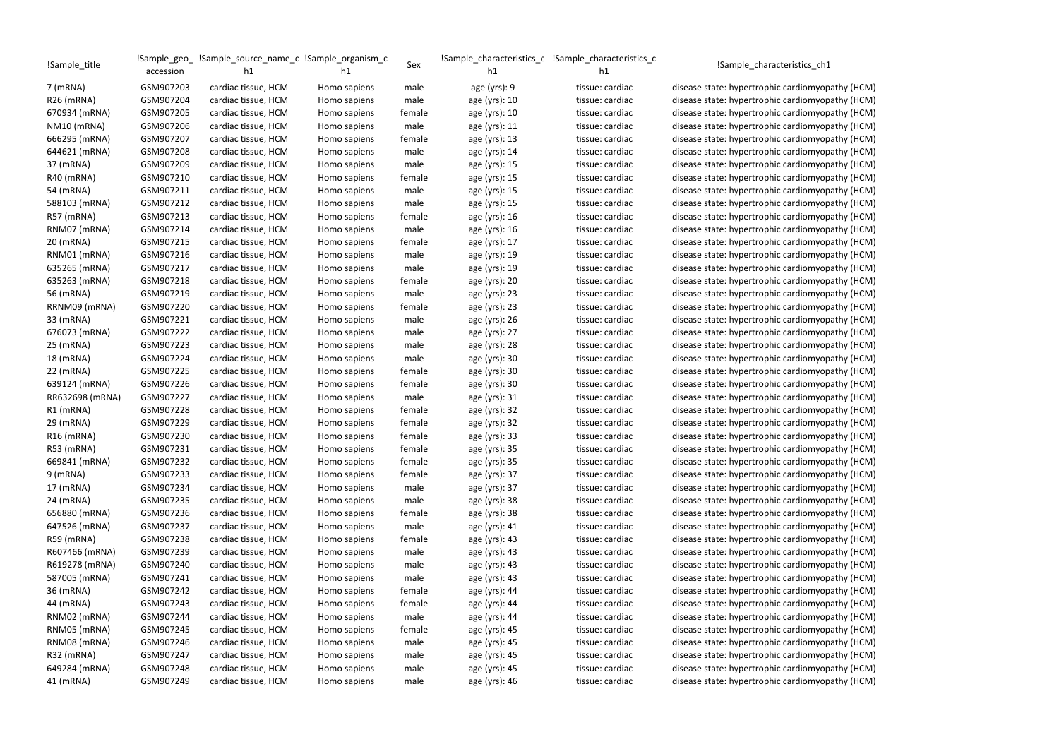| !Sample_title | !Sample_geo_accession | !Sample_source_name_ch1 | !Sample_organism_ch1 | Sex | !Sample_characteristics_ch1 | !Sample_characteristics_ch1 | !Sample_characteristics_ch1 |
|---|---|---|---|---|---|---|---|
| 7 (mRNA) | GSM907203 | cardiac tissue, HCM | Homo sapiens | male | age (yrs): 9 | tissue: cardiac | disease state: hypertrophic cardiomyopathy (HCM) |
| R26 (mRNA) | GSM907204 | cardiac tissue, HCM | Homo sapiens | male | age (yrs): 10 | tissue: cardiac | disease state: hypertrophic cardiomyopathy (HCM) |
| 670934 (mRNA) | GSM907205 | cardiac tissue, HCM | Homo sapiens | female | age (yrs): 10 | tissue: cardiac | disease state: hypertrophic cardiomyopathy (HCM) |
| NM10 (mRNA) | GSM907206 | cardiac tissue, HCM | Homo sapiens | male | age (yrs): 11 | tissue: cardiac | disease state: hypertrophic cardiomyopathy (HCM) |
| 666295 (mRNA) | GSM907207 | cardiac tissue, HCM | Homo sapiens | female | age (yrs): 13 | tissue: cardiac | disease state: hypertrophic cardiomyopathy (HCM) |
| 644621 (mRNA) | GSM907208 | cardiac tissue, HCM | Homo sapiens | male | age (yrs): 14 | tissue: cardiac | disease state: hypertrophic cardiomyopathy (HCM) |
| 37 (mRNA) | GSM907209 | cardiac tissue, HCM | Homo sapiens | male | age (yrs): 15 | tissue: cardiac | disease state: hypertrophic cardiomyopathy (HCM) |
| R40 (mRNA) | GSM907210 | cardiac tissue, HCM | Homo sapiens | female | age (yrs): 15 | tissue: cardiac | disease state: hypertrophic cardiomyopathy (HCM) |
| 54 (mRNA) | GSM907211 | cardiac tissue, HCM | Homo sapiens | male | age (yrs): 15 | tissue: cardiac | disease state: hypertrophic cardiomyopathy (HCM) |
| 588103 (mRNA) | GSM907212 | cardiac tissue, HCM | Homo sapiens | male | age (yrs): 15 | tissue: cardiac | disease state: hypertrophic cardiomyopathy (HCM) |
| R57 (mRNA) | GSM907213 | cardiac tissue, HCM | Homo sapiens | female | age (yrs): 16 | tissue: cardiac | disease state: hypertrophic cardiomyopathy (HCM) |
| RNM07 (mRNA) | GSM907214 | cardiac tissue, HCM | Homo sapiens | male | age (yrs): 16 | tissue: cardiac | disease state: hypertrophic cardiomyopathy (HCM) |
| 20 (mRNA) | GSM907215 | cardiac tissue, HCM | Homo sapiens | female | age (yrs): 17 | tissue: cardiac | disease state: hypertrophic cardiomyopathy (HCM) |
| RNM01 (mRNA) | GSM907216 | cardiac tissue, HCM | Homo sapiens | male | age (yrs): 19 | tissue: cardiac | disease state: hypertrophic cardiomyopathy (HCM) |
| 635265 (mRNA) | GSM907217 | cardiac tissue, HCM | Homo sapiens | male | age (yrs): 19 | tissue: cardiac | disease state: hypertrophic cardiomyopathy (HCM) |
| 635263 (mRNA) | GSM907218 | cardiac tissue, HCM | Homo sapiens | female | age (yrs): 20 | tissue: cardiac | disease state: hypertrophic cardiomyopathy (HCM) |
| 56 (mRNA) | GSM907219 | cardiac tissue, HCM | Homo sapiens | male | age (yrs): 23 | tissue: cardiac | disease state: hypertrophic cardiomyopathy (HCM) |
| RRNM09 (mRNA) | GSM907220 | cardiac tissue, HCM | Homo sapiens | female | age (yrs): 23 | tissue: cardiac | disease state: hypertrophic cardiomyopathy (HCM) |
| 33 (mRNA) | GSM907221 | cardiac tissue, HCM | Homo sapiens | male | age (yrs): 26 | tissue: cardiac | disease state: hypertrophic cardiomyopathy (HCM) |
| 676073 (mRNA) | GSM907222 | cardiac tissue, HCM | Homo sapiens | male | age (yrs): 27 | tissue: cardiac | disease state: hypertrophic cardiomyopathy (HCM) |
| 25 (mRNA) | GSM907223 | cardiac tissue, HCM | Homo sapiens | male | age (yrs): 28 | tissue: cardiac | disease state: hypertrophic cardiomyopathy (HCM) |
| 18 (mRNA) | GSM907224 | cardiac tissue, HCM | Homo sapiens | male | age (yrs): 30 | tissue: cardiac | disease state: hypertrophic cardiomyopathy (HCM) |
| 22 (mRNA) | GSM907225 | cardiac tissue, HCM | Homo sapiens | female | age (yrs): 30 | tissue: cardiac | disease state: hypertrophic cardiomyopathy (HCM) |
| 639124 (mRNA) | GSM907226 | cardiac tissue, HCM | Homo sapiens | female | age (yrs): 30 | tissue: cardiac | disease state: hypertrophic cardiomyopathy (HCM) |
| RR632698 (mRNA) | GSM907227 | cardiac tissue, HCM | Homo sapiens | male | age (yrs): 31 | tissue: cardiac | disease state: hypertrophic cardiomyopathy (HCM) |
| R1 (mRNA) | GSM907228 | cardiac tissue, HCM | Homo sapiens | female | age (yrs): 32 | tissue: cardiac | disease state: hypertrophic cardiomyopathy (HCM) |
| 29 (mRNA) | GSM907229 | cardiac tissue, HCM | Homo sapiens | female | age (yrs): 32 | tissue: cardiac | disease state: hypertrophic cardiomyopathy (HCM) |
| R16 (mRNA) | GSM907230 | cardiac tissue, HCM | Homo sapiens | female | age (yrs): 33 | tissue: cardiac | disease state: hypertrophic cardiomyopathy (HCM) |
| R53 (mRNA) | GSM907231 | cardiac tissue, HCM | Homo sapiens | female | age (yrs): 35 | tissue: cardiac | disease state: hypertrophic cardiomyopathy (HCM) |
| 669841 (mRNA) | GSM907232 | cardiac tissue, HCM | Homo sapiens | female | age (yrs): 35 | tissue: cardiac | disease state: hypertrophic cardiomyopathy (HCM) |
| 9 (mRNA) | GSM907233 | cardiac tissue, HCM | Homo sapiens | female | age (yrs): 37 | tissue: cardiac | disease state: hypertrophic cardiomyopathy (HCM) |
| 17 (mRNA) | GSM907234 | cardiac tissue, HCM | Homo sapiens | male | age (yrs): 37 | tissue: cardiac | disease state: hypertrophic cardiomyopathy (HCM) |
| 24 (mRNA) | GSM907235 | cardiac tissue, HCM | Homo sapiens | male | age (yrs): 38 | tissue: cardiac | disease state: hypertrophic cardiomyopathy (HCM) |
| 656880 (mRNA) | GSM907236 | cardiac tissue, HCM | Homo sapiens | female | age (yrs): 38 | tissue: cardiac | disease state: hypertrophic cardiomyopathy (HCM) |
| 647526 (mRNA) | GSM907237 | cardiac tissue, HCM | Homo sapiens | male | age (yrs): 41 | tissue: cardiac | disease state: hypertrophic cardiomyopathy (HCM) |
| R59 (mRNA) | GSM907238 | cardiac tissue, HCM | Homo sapiens | female | age (yrs): 43 | tissue: cardiac | disease state: hypertrophic cardiomyopathy (HCM) |
| R607466 (mRNA) | GSM907239 | cardiac tissue, HCM | Homo sapiens | male | age (yrs): 43 | tissue: cardiac | disease state: hypertrophic cardiomyopathy (HCM) |
| R619278 (mRNA) | GSM907240 | cardiac tissue, HCM | Homo sapiens | male | age (yrs): 43 | tissue: cardiac | disease state: hypertrophic cardiomyopathy (HCM) |
| 587005 (mRNA) | GSM907241 | cardiac tissue, HCM | Homo sapiens | male | age (yrs): 43 | tissue: cardiac | disease state: hypertrophic cardiomyopathy (HCM) |
| 36 (mRNA) | GSM907242 | cardiac tissue, HCM | Homo sapiens | female | age (yrs): 44 | tissue: cardiac | disease state: hypertrophic cardiomyopathy (HCM) |
| 44 (mRNA) | GSM907243 | cardiac tissue, HCM | Homo sapiens | female | age (yrs): 44 | tissue: cardiac | disease state: hypertrophic cardiomyopathy (HCM) |
| RNM02 (mRNA) | GSM907244 | cardiac tissue, HCM | Homo sapiens | male | age (yrs): 44 | tissue: cardiac | disease state: hypertrophic cardiomyopathy (HCM) |
| RNM05 (mRNA) | GSM907245 | cardiac tissue, HCM | Homo sapiens | female | age (yrs): 45 | tissue: cardiac | disease state: hypertrophic cardiomyopathy (HCM) |
| RNM08 (mRNA) | GSM907246 | cardiac tissue, HCM | Homo sapiens | male | age (yrs): 45 | tissue: cardiac | disease state: hypertrophic cardiomyopathy (HCM) |
| R32 (mRNA) | GSM907247 | cardiac tissue, HCM | Homo sapiens | male | age (yrs): 45 | tissue: cardiac | disease state: hypertrophic cardiomyopathy (HCM) |
| 649284 (mRNA) | GSM907248 | cardiac tissue, HCM | Homo sapiens | male | age (yrs): 45 | tissue: cardiac | disease state: hypertrophic cardiomyopathy (HCM) |
| 41 (mRNA) | GSM907249 | cardiac tissue, HCM | Homo sapiens | male | age (yrs): 46 | tissue: cardiac | disease state: hypertrophic cardiomyopathy (HCM) |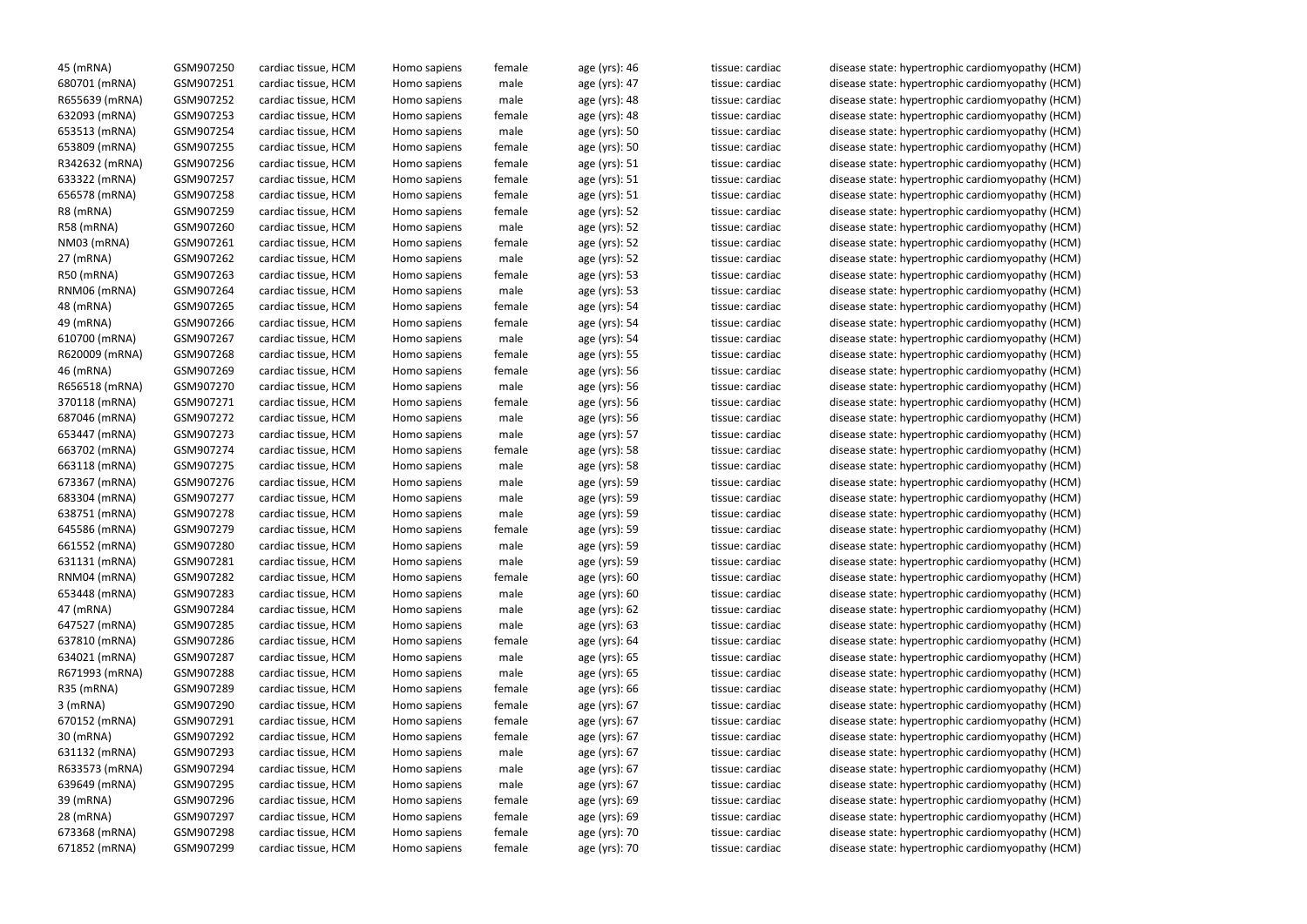| | | | | | | | |
|---|---|---|---|---|---|---|---|
| 45 (mRNA) | GSM907250 | cardiac tissue, HCM | Homo sapiens | female | age (yrs): 46 | tissue: cardiac | disease state: hypertrophic cardiomyopathy (HCM) |
| 680701 (mRNA) | GSM907251 | cardiac tissue, HCM | Homo sapiens | male | age (yrs): 47 | tissue: cardiac | disease state: hypertrophic cardiomyopathy (HCM) |
| R655639 (mRNA) | GSM907252 | cardiac tissue, HCM | Homo sapiens | male | age (yrs): 48 | tissue: cardiac | disease state: hypertrophic cardiomyopathy (HCM) |
| 632093 (mRNA) | GSM907253 | cardiac tissue, HCM | Homo sapiens | female | age (yrs): 48 | tissue: cardiac | disease state: hypertrophic cardiomyopathy (HCM) |
| 653513 (mRNA) | GSM907254 | cardiac tissue, HCM | Homo sapiens | male | age (yrs): 50 | tissue: cardiac | disease state: hypertrophic cardiomyopathy (HCM) |
| 653809 (mRNA) | GSM907255 | cardiac tissue, HCM | Homo sapiens | female | age (yrs): 50 | tissue: cardiac | disease state: hypertrophic cardiomyopathy (HCM) |
| R342632 (mRNA) | GSM907256 | cardiac tissue, HCM | Homo sapiens | female | age (yrs): 51 | tissue: cardiac | disease state: hypertrophic cardiomyopathy (HCM) |
| 633322 (mRNA) | GSM907257 | cardiac tissue, HCM | Homo sapiens | female | age (yrs): 51 | tissue: cardiac | disease state: hypertrophic cardiomyopathy (HCM) |
| 656578 (mRNA) | GSM907258 | cardiac tissue, HCM | Homo sapiens | female | age (yrs): 51 | tissue: cardiac | disease state: hypertrophic cardiomyopathy (HCM) |
| R8 (mRNA) | GSM907259 | cardiac tissue, HCM | Homo sapiens | female | age (yrs): 52 | tissue: cardiac | disease state: hypertrophic cardiomyopathy (HCM) |
| R58 (mRNA) | GSM907260 | cardiac tissue, HCM | Homo sapiens | male | age (yrs): 52 | tissue: cardiac | disease state: hypertrophic cardiomyopathy (HCM) |
| NM03 (mRNA) | GSM907261 | cardiac tissue, HCM | Homo sapiens | female | age (yrs): 52 | tissue: cardiac | disease state: hypertrophic cardiomyopathy (HCM) |
| 27 (mRNA) | GSM907262 | cardiac tissue, HCM | Homo sapiens | male | age (yrs): 52 | tissue: cardiac | disease state: hypertrophic cardiomyopathy (HCM) |
| R50 (mRNA) | GSM907263 | cardiac tissue, HCM | Homo sapiens | female | age (yrs): 53 | tissue: cardiac | disease state: hypertrophic cardiomyopathy (HCM) |
| RNM06 (mRNA) | GSM907264 | cardiac tissue, HCM | Homo sapiens | male | age (yrs): 53 | tissue: cardiac | disease state: hypertrophic cardiomyopathy (HCM) |
| 48 (mRNA) | GSM907265 | cardiac tissue, HCM | Homo sapiens | female | age (yrs): 54 | tissue: cardiac | disease state: hypertrophic cardiomyopathy (HCM) |
| 49 (mRNA) | GSM907266 | cardiac tissue, HCM | Homo sapiens | female | age (yrs): 54 | tissue: cardiac | disease state: hypertrophic cardiomyopathy (HCM) |
| 610700 (mRNA) | GSM907267 | cardiac tissue, HCM | Homo sapiens | male | age (yrs): 54 | tissue: cardiac | disease state: hypertrophic cardiomyopathy (HCM) |
| R620009 (mRNA) | GSM907268 | cardiac tissue, HCM | Homo sapiens | female | age (yrs): 55 | tissue: cardiac | disease state: hypertrophic cardiomyopathy (HCM) |
| 46 (mRNA) | GSM907269 | cardiac tissue, HCM | Homo sapiens | female | age (yrs): 56 | tissue: cardiac | disease state: hypertrophic cardiomyopathy (HCM) |
| R656518 (mRNA) | GSM907270 | cardiac tissue, HCM | Homo sapiens | male | age (yrs): 56 | tissue: cardiac | disease state: hypertrophic cardiomyopathy (HCM) |
| 370118 (mRNA) | GSM907271 | cardiac tissue, HCM | Homo sapiens | female | age (yrs): 56 | tissue: cardiac | disease state: hypertrophic cardiomyopathy (HCM) |
| 687046 (mRNA) | GSM907272 | cardiac tissue, HCM | Homo sapiens | male | age (yrs): 56 | tissue: cardiac | disease state: hypertrophic cardiomyopathy (HCM) |
| 653447 (mRNA) | GSM907273 | cardiac tissue, HCM | Homo sapiens | male | age (yrs): 57 | tissue: cardiac | disease state: hypertrophic cardiomyopathy (HCM) |
| 663702 (mRNA) | GSM907274 | cardiac tissue, HCM | Homo sapiens | female | age (yrs): 58 | tissue: cardiac | disease state: hypertrophic cardiomyopathy (HCM) |
| 663118 (mRNA) | GSM907275 | cardiac tissue, HCM | Homo sapiens | male | age (yrs): 58 | tissue: cardiac | disease state: hypertrophic cardiomyopathy (HCM) |
| 673367 (mRNA) | GSM907276 | cardiac tissue, HCM | Homo sapiens | male | age (yrs): 59 | tissue: cardiac | disease state: hypertrophic cardiomyopathy (HCM) |
| 683304 (mRNA) | GSM907277 | cardiac tissue, HCM | Homo sapiens | male | age (yrs): 59 | tissue: cardiac | disease state: hypertrophic cardiomyopathy (HCM) |
| 638751 (mRNA) | GSM907278 | cardiac tissue, HCM | Homo sapiens | male | age (yrs): 59 | tissue: cardiac | disease state: hypertrophic cardiomyopathy (HCM) |
| 645586 (mRNA) | GSM907279 | cardiac tissue, HCM | Homo sapiens | female | age (yrs): 59 | tissue: cardiac | disease state: hypertrophic cardiomyopathy (HCM) |
| 661552 (mRNA) | GSM907280 | cardiac tissue, HCM | Homo sapiens | male | age (yrs): 59 | tissue: cardiac | disease state: hypertrophic cardiomyopathy (HCM) |
| 631131 (mRNA) | GSM907281 | cardiac tissue, HCM | Homo sapiens | male | age (yrs): 59 | tissue: cardiac | disease state: hypertrophic cardiomyopathy (HCM) |
| RNM04 (mRNA) | GSM907282 | cardiac tissue, HCM | Homo sapiens | female | age (yrs): 60 | tissue: cardiac | disease state: hypertrophic cardiomyopathy (HCM) |
| 653448 (mRNA) | GSM907283 | cardiac tissue, HCM | Homo sapiens | male | age (yrs): 60 | tissue: cardiac | disease state: hypertrophic cardiomyopathy (HCM) |
| 47 (mRNA) | GSM907284 | cardiac tissue, HCM | Homo sapiens | male | age (yrs): 62 | tissue: cardiac | disease state: hypertrophic cardiomyopathy (HCM) |
| 647527 (mRNA) | GSM907285 | cardiac tissue, HCM | Homo sapiens | male | age (yrs): 63 | tissue: cardiac | disease state: hypertrophic cardiomyopathy (HCM) |
| 637810 (mRNA) | GSM907286 | cardiac tissue, HCM | Homo sapiens | female | age (yrs): 64 | tissue: cardiac | disease state: hypertrophic cardiomyopathy (HCM) |
| 634021 (mRNA) | GSM907287 | cardiac tissue, HCM | Homo sapiens | male | age (yrs): 65 | tissue: cardiac | disease state: hypertrophic cardiomyopathy (HCM) |
| R671993 (mRNA) | GSM907288 | cardiac tissue, HCM | Homo sapiens | male | age (yrs): 65 | tissue: cardiac | disease state: hypertrophic cardiomyopathy (HCM) |
| R35 (mRNA) | GSM907289 | cardiac tissue, HCM | Homo sapiens | female | age (yrs): 66 | tissue: cardiac | disease state: hypertrophic cardiomyopathy (HCM) |
| 3 (mRNA) | GSM907290 | cardiac tissue, HCM | Homo sapiens | female | age (yrs): 67 | tissue: cardiac | disease state: hypertrophic cardiomyopathy (HCM) |
| 670152 (mRNA) | GSM907291 | cardiac tissue, HCM | Homo sapiens | female | age (yrs): 67 | tissue: cardiac | disease state: hypertrophic cardiomyopathy (HCM) |
| 30 (mRNA) | GSM907292 | cardiac tissue, HCM | Homo sapiens | female | age (yrs): 67 | tissue: cardiac | disease state: hypertrophic cardiomyopathy (HCM) |
| 631132 (mRNA) | GSM907293 | cardiac tissue, HCM | Homo sapiens | male | age (yrs): 67 | tissue: cardiac | disease state: hypertrophic cardiomyopathy (HCM) |
| R633573 (mRNA) | GSM907294 | cardiac tissue, HCM | Homo sapiens | male | age (yrs): 67 | tissue: cardiac | disease state: hypertrophic cardiomyopathy (HCM) |
| 639649 (mRNA) | GSM907295 | cardiac tissue, HCM | Homo sapiens | male | age (yrs): 67 | tissue: cardiac | disease state: hypertrophic cardiomyopathy (HCM) |
| 39 (mRNA) | GSM907296 | cardiac tissue, HCM | Homo sapiens | female | age (yrs): 69 | tissue: cardiac | disease state: hypertrophic cardiomyopathy (HCM) |
| 28 (mRNA) | GSM907297 | cardiac tissue, HCM | Homo sapiens | female | age (yrs): 69 | tissue: cardiac | disease state: hypertrophic cardiomyopathy (HCM) |
| 673368 (mRNA) | GSM907298 | cardiac tissue, HCM | Homo sapiens | female | age (yrs): 70 | tissue: cardiac | disease state: hypertrophic cardiomyopathy (HCM) |
| 671852 (mRNA) | GSM907299 | cardiac tissue, HCM | Homo sapiens | female | age (yrs): 70 | tissue: cardiac | disease state: hypertrophic cardiomyopathy (HCM) |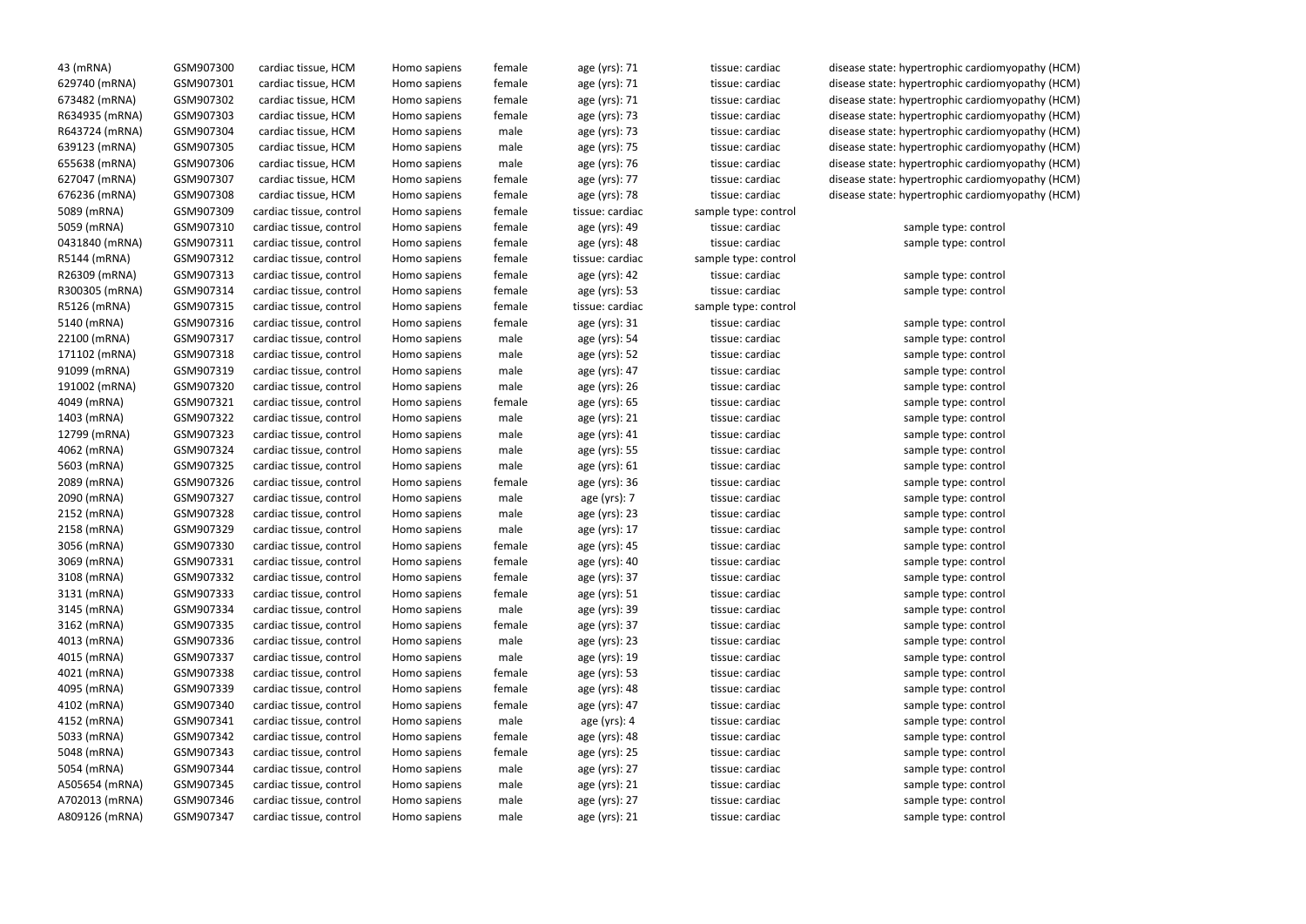| | | | | | | | |
|---|---|---|---|---|---|---|---|
| 43 (mRNA) | GSM907300 | cardiac tissue, HCM | Homo sapiens | female | age (yrs): 71 | tissue: cardiac | disease state: hypertrophic cardiomyopathy (HCM) |
| 629740 (mRNA) | GSM907301 | cardiac tissue, HCM | Homo sapiens | female | age (yrs): 71 | tissue: cardiac | disease state: hypertrophic cardiomyopathy (HCM) |
| 673482 (mRNA) | GSM907302 | cardiac tissue, HCM | Homo sapiens | female | age (yrs): 71 | tissue: cardiac | disease state: hypertrophic cardiomyopathy (HCM) |
| R634935 (mRNA) | GSM907303 | cardiac tissue, HCM | Homo sapiens | female | age (yrs): 73 | tissue: cardiac | disease state: hypertrophic cardiomyopathy (HCM) |
| R643724 (mRNA) | GSM907304 | cardiac tissue, HCM | Homo sapiens | male | age (yrs): 73 | tissue: cardiac | disease state: hypertrophic cardiomyopathy (HCM) |
| 639123 (mRNA) | GSM907305 | cardiac tissue, HCM | Homo sapiens | male | age (yrs): 75 | tissue: cardiac | disease state: hypertrophic cardiomyopathy (HCM) |
| 655638 (mRNA) | GSM907306 | cardiac tissue, HCM | Homo sapiens | male | age (yrs): 76 | tissue: cardiac | disease state: hypertrophic cardiomyopathy (HCM) |
| 627047 (mRNA) | GSM907307 | cardiac tissue, HCM | Homo sapiens | female | age (yrs): 77 | tissue: cardiac | disease state: hypertrophic cardiomyopathy (HCM) |
| 676236 (mRNA) | GSM907308 | cardiac tissue, HCM | Homo sapiens | female | age (yrs): 78 | tissue: cardiac | disease state: hypertrophic cardiomyopathy (HCM) |
| 5089 (mRNA) | GSM907309 | cardiac tissue, control | Homo sapiens | female | tissue: cardiac | sample type: control | |
| 5059 (mRNA) | GSM907310 | cardiac tissue, control | Homo sapiens | female | age (yrs): 49 | tissue: cardiac | sample type: control |
| 0431840 (mRNA) | GSM907311 | cardiac tissue, control | Homo sapiens | female | age (yrs): 48 | tissue: cardiac | sample type: control |
| R5144 (mRNA) | GSM907312 | cardiac tissue, control | Homo sapiens | female | tissue: cardiac | sample type: control | |
| R26309 (mRNA) | GSM907313 | cardiac tissue, control | Homo sapiens | female | age (yrs): 42 | tissue: cardiac | sample type: control |
| R300305 (mRNA) | GSM907314 | cardiac tissue, control | Homo sapiens | female | age (yrs): 53 | tissue: cardiac | sample type: control |
| R5126 (mRNA) | GSM907315 | cardiac tissue, control | Homo sapiens | female | tissue: cardiac | sample type: control | |
| 5140 (mRNA) | GSM907316 | cardiac tissue, control | Homo sapiens | female | age (yrs): 31 | tissue: cardiac | sample type: control |
| 22100 (mRNA) | GSM907317 | cardiac tissue, control | Homo sapiens | male | age (yrs): 54 | tissue: cardiac | sample type: control |
| 171102 (mRNA) | GSM907318 | cardiac tissue, control | Homo sapiens | male | age (yrs): 52 | tissue: cardiac | sample type: control |
| 91099 (mRNA) | GSM907319 | cardiac tissue, control | Homo sapiens | male | age (yrs): 47 | tissue: cardiac | sample type: control |
| 191002 (mRNA) | GSM907320 | cardiac tissue, control | Homo sapiens | male | age (yrs): 26 | tissue: cardiac | sample type: control |
| 4049 (mRNA) | GSM907321 | cardiac tissue, control | Homo sapiens | female | age (yrs): 65 | tissue: cardiac | sample type: control |
| 1403 (mRNA) | GSM907322 | cardiac tissue, control | Homo sapiens | male | age (yrs): 21 | tissue: cardiac | sample type: control |
| 12799 (mRNA) | GSM907323 | cardiac tissue, control | Homo sapiens | male | age (yrs): 41 | tissue: cardiac | sample type: control |
| 4062 (mRNA) | GSM907324 | cardiac tissue, control | Homo sapiens | male | age (yrs): 55 | tissue: cardiac | sample type: control |
| 5603 (mRNA) | GSM907325 | cardiac tissue, control | Homo sapiens | male | age (yrs): 61 | tissue: cardiac | sample type: control |
| 2089 (mRNA) | GSM907326 | cardiac tissue, control | Homo sapiens | female | age (yrs): 36 | tissue: cardiac | sample type: control |
| 2090 (mRNA) | GSM907327 | cardiac tissue, control | Homo sapiens | male | age (yrs): 7 | tissue: cardiac | sample type: control |
| 2152 (mRNA) | GSM907328 | cardiac tissue, control | Homo sapiens | male | age (yrs): 23 | tissue: cardiac | sample type: control |
| 2158 (mRNA) | GSM907329 | cardiac tissue, control | Homo sapiens | male | age (yrs): 17 | tissue: cardiac | sample type: control |
| 3056 (mRNA) | GSM907330 | cardiac tissue, control | Homo sapiens | female | age (yrs): 45 | tissue: cardiac | sample type: control |
| 3069 (mRNA) | GSM907331 | cardiac tissue, control | Homo sapiens | female | age (yrs): 40 | tissue: cardiac | sample type: control |
| 3108 (mRNA) | GSM907332 | cardiac tissue, control | Homo sapiens | female | age (yrs): 37 | tissue: cardiac | sample type: control |
| 3131 (mRNA) | GSM907333 | cardiac tissue, control | Homo sapiens | female | age (yrs): 51 | tissue: cardiac | sample type: control |
| 3145 (mRNA) | GSM907334 | cardiac tissue, control | Homo sapiens | male | age (yrs): 39 | tissue: cardiac | sample type: control |
| 3162 (mRNA) | GSM907335 | cardiac tissue, control | Homo sapiens | female | age (yrs): 37 | tissue: cardiac | sample type: control |
| 4013 (mRNA) | GSM907336 | cardiac tissue, control | Homo sapiens | male | age (yrs): 23 | tissue: cardiac | sample type: control |
| 4015 (mRNA) | GSM907337 | cardiac tissue, control | Homo sapiens | male | age (yrs): 19 | tissue: cardiac | sample type: control |
| 4021 (mRNA) | GSM907338 | cardiac tissue, control | Homo sapiens | female | age (yrs): 53 | tissue: cardiac | sample type: control |
| 4095 (mRNA) | GSM907339 | cardiac tissue, control | Homo sapiens | female | age (yrs): 48 | tissue: cardiac | sample type: control |
| 4102 (mRNA) | GSM907340 | cardiac tissue, control | Homo sapiens | female | age (yrs): 47 | tissue: cardiac | sample type: control |
| 4152 (mRNA) | GSM907341 | cardiac tissue, control | Homo sapiens | male | age (yrs): 4 | tissue: cardiac | sample type: control |
| 5033 (mRNA) | GSM907342 | cardiac tissue, control | Homo sapiens | female | age (yrs): 48 | tissue: cardiac | sample type: control |
| 5048 (mRNA) | GSM907343 | cardiac tissue, control | Homo sapiens | female | age (yrs): 25 | tissue: cardiac | sample type: control |
| 5054 (mRNA) | GSM907344 | cardiac tissue, control | Homo sapiens | male | age (yrs): 27 | tissue: cardiac | sample type: control |
| A505654 (mRNA) | GSM907345 | cardiac tissue, control | Homo sapiens | male | age (yrs): 21 | tissue: cardiac | sample type: control |
| A702013 (mRNA) | GSM907346 | cardiac tissue, control | Homo sapiens | male | age (yrs): 27 | tissue: cardiac | sample type: control |
| A809126 (mRNA) | GSM907347 | cardiac tissue, control | Homo sapiens | male | age (yrs): 21 | tissue: cardiac | sample type: control |